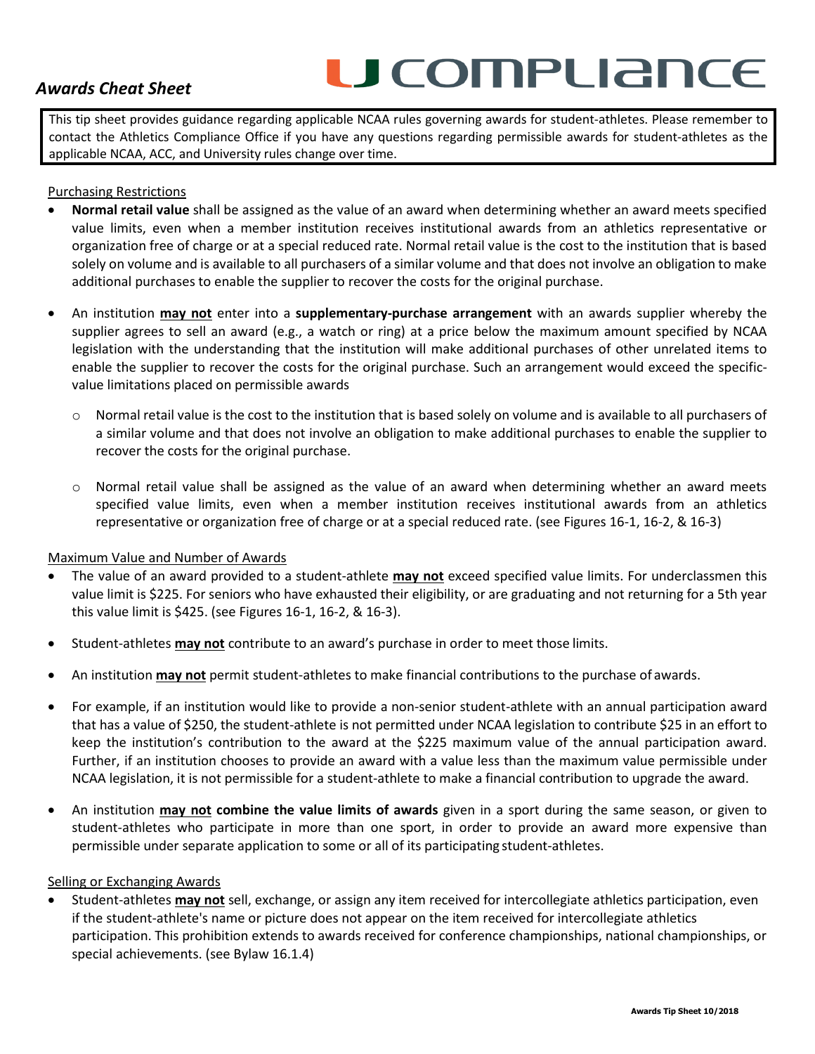# U COMPLIANCE

## *Awards Cheat Sheet*

This tip sheet provides guidance regarding applicable NCAA rules governing awards for student-athletes. Please remember to contact the Athletics Compliance Office if you have any questions regarding permissible awards for student-athletes as the applicable NCAA, ACC, and University rules change over time.

### Purchasing Restrictions

- **Normal retail value** shall be assigned as the value of an award when determining whether an award meets specified value limits, even when a member institution receives institutional awards from an athletics representative or organization free of charge or at a special reduced rate. Normal retail value is the cost to the institution that is based solely on volume and is available to all purchasers of a similar volume and that does not involve an obligation to make additional purchases to enable the supplier to recover the costs for the original purchase.

- An institution **may not** enter into a **supplementary-purchase arrangement** with an awards supplier whereby the supplier agrees to sell an award (e.g., a watch or ring) at a price below the maximum amount specified by NCAA legislation with the understanding that the institution will make additional purchases of other unrelated items to enable the supplier to recover the costs for the original purchase. Such an arrangement would exceed the specific-value limitations placed on permissible awards
  - Normal retail value is the cost to the institution that is based solely on volume and is available to all purchasers of a similar volume and that does not involve an obligation to make additional purchases to enable the supplier to recover the costs for the original purchase.
  - Normal retail value shall be assigned as the value of an award when determining whether an award meets specified value limits, even when a member institution receives institutional awards from an athletics representative or organization free of charge or at a special reduced rate. (see Figures 16-1, 16-2, & 16-3)

### Maximum Value and Number of Awards

- The value of an award provided to a student-athlete **may not** exceed specified value limits. For underclassmen this value limit is $225. For seniors who have exhausted their eligibility, or are graduating and not returning for a 5th year this value limit is $425. (see Figures 16-1, 16-2, & 16-3).

- Student-athletes **may not** contribute to an award's purchase in order to meet those limits.

- An institution **may not** permit student-athletes to make financial contributions to the purchase of awards.

- For example, if an institution would like to provide a non-senior student-athlete with an annual participation award that has a value of $250, the student-athlete is not permitted under NCAA legislation to contribute $25 in an effort to keep the institution's contribution to the award at the $225 maximum value of the annual participation award. Further, if an institution chooses to provide an award with a value less than the maximum value permissible under NCAA legislation, it is not permissible for a student-athlete to make a financial contribution to upgrade the award.

- An institution **may not combine the value limits of awards** given in a sport during the same season, or given to student-athletes who participate in more than one sport, in order to provide an award more expensive than permissible under separate application to some or all of its participating student-athletes.

### Selling or Exchanging Awards

- Student-athletes **may not** sell, exchange, or assign any item received for intercollegiate athletics participation, even if the student-athlete's name or picture does not appear on the item received for intercollegiate athletics participation. This prohibition extends to awards received for conference championships, national championships, or special achievements. (see Bylaw 16.1.4)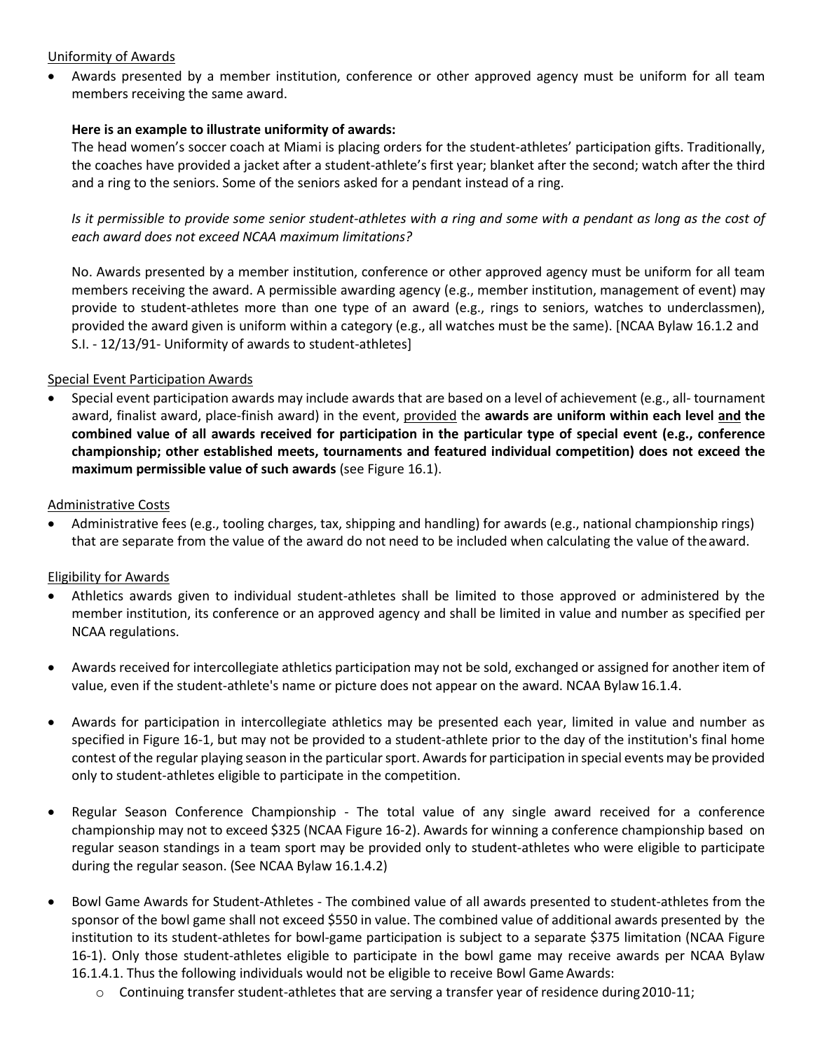Uniformity of Awards

- Awards presented by a member institution, conference or other approved agency must be uniform for all team members receiving the same award.

  **Here is an example to illustrate uniformity of awards:**
  The head women's soccer coach at Miami is placing orders for the student-athletes' participation gifts. Traditionally, the coaches have provided a jacket after a student-athlete's first year; blanket after the second; watch after the third and a ring to the seniors. Some of the seniors asked for a pendant instead of a ring.

  *Is it permissible to provide some senior student-athletes with a ring and some with a pendant as long as the cost of each award does not exceed NCAA maximum limitations?*

  No. Awards presented by a member institution, conference or other approved agency must be uniform for all team members receiving the award. A permissible awarding agency (e.g., member institution, management of event) may provide to student-athletes more than one type of an award (e.g., rings to seniors, watches to underclassmen), provided the award given is uniform within a category (e.g., all watches must be the same). [NCAA Bylaw 16.1.2 and S.I. - 12/13/91- Uniformity of awards to student-athletes]

Special Event Participation Awards

- Special event participation awards may include awards that are based on a level of achievement (e.g., all- tournament award, finalist award, place-finish award) in the event, provided the **awards are uniform within each level and the combined value of all awards received for participation in the particular type of special event (e.g., conference championship; other established meets, tournaments and featured individual competition) does not exceed the maximum permissible value of such awards** (see Figure 16.1).

Administrative Costs

- Administrative fees (e.g., tooling charges, tax, shipping and handling) for awards (e.g., national championship rings) that are separate from the value of the award do not need to be included when calculating the value of the award.

Eligibility for Awards

- Athletics awards given to individual student-athletes shall be limited to those approved or administered by the member institution, its conference or an approved agency and shall be limited in value and number as specified per NCAA regulations.

- Awards received for intercollegiate athletics participation may not be sold, exchanged or assigned for another item of value, even if the student-athlete's name or picture does not appear on the award. NCAA Bylaw 16.1.4.

- Awards for participation in intercollegiate athletics may be presented each year, limited in value and number as specified in Figure 16-1, but may not be provided to a student-athlete prior to the day of the institution's final home contest of the regular playing season in the particular sport. Awards for participation in special events may be provided only to student-athletes eligible to participate in the competition.

- Regular Season Conference Championship - The total value of any single award received for a conference championship may not to exceed $325 (NCAA Figure 16-2). Awards for winning a conference championship based on regular season standings in a team sport may be provided only to student-athletes who were eligible to participate during the regular season. (See NCAA Bylaw 16.1.4.2)

- Bowl Game Awards for Student-Athletes - The combined value of all awards presented to student-athletes from the sponsor of the bowl game shall not exceed $550 in value. The combined value of additional awards presented by the institution to its student-athletes for bowl-game participation is subject to a separate $375 limitation (NCAA Figure 16-1). Only those student-athletes eligible to participate in the bowl game may receive awards per NCAA Bylaw 16.1.4.1. Thus the following individuals would not be eligible to receive Bowl Game Awards:
  - Continuing transfer student-athletes that are serving a transfer year of residence during 2010-11;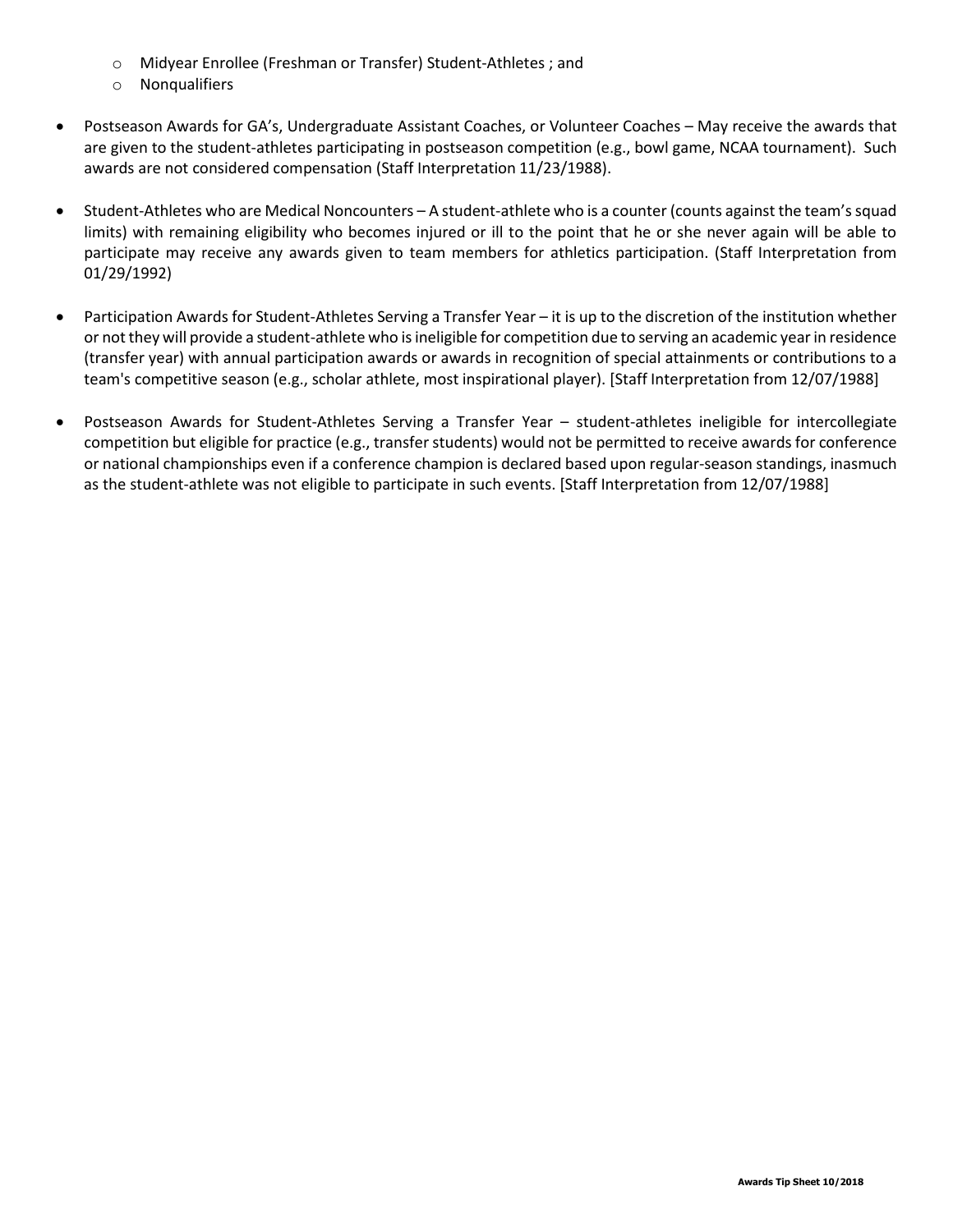- Midyear Enrollee (Freshman or Transfer) Student-Athletes ; and
  - Nonqualifiers

- Postseason Awards for GA's, Undergraduate Assistant Coaches, or Volunteer Coaches – May receive the awards that are given to the student-athletes participating in postseason competition (e.g., bowl game, NCAA tournament). Such awards are not considered compensation (Staff Interpretation 11/23/1988).

- Student-Athletes who are Medical Noncounters – A student-athlete who is a counter (counts against the team's squad limits) with remaining eligibility who becomes injured or ill to the point that he or she never again will be able to participate may receive any awards given to team members for athletics participation. (Staff Interpretation from 01/29/1992)

- Participation Awards for Student-Athletes Serving a Transfer Year – it is up to the discretion of the institution whether or not they will provide a student-athlete who is ineligible for competition due to serving an academic year in residence (transfer year) with annual participation awards or awards in recognition of special attainments or contributions to a team's competitive season (e.g., scholar athlete, most inspirational player). [Staff Interpretation from 12/07/1988]

- Postseason Awards for Student-Athletes Serving a Transfer Year – student-athletes ineligible for intercollegiate competition but eligible for practice (e.g., transfer students) would not be permitted to receive awards for conference or national championships even if a conference champion is declared based upon regular-season standings, inasmuch as the student-athlete was not eligible to participate in such events. [Staff Interpretation from 12/07/1988]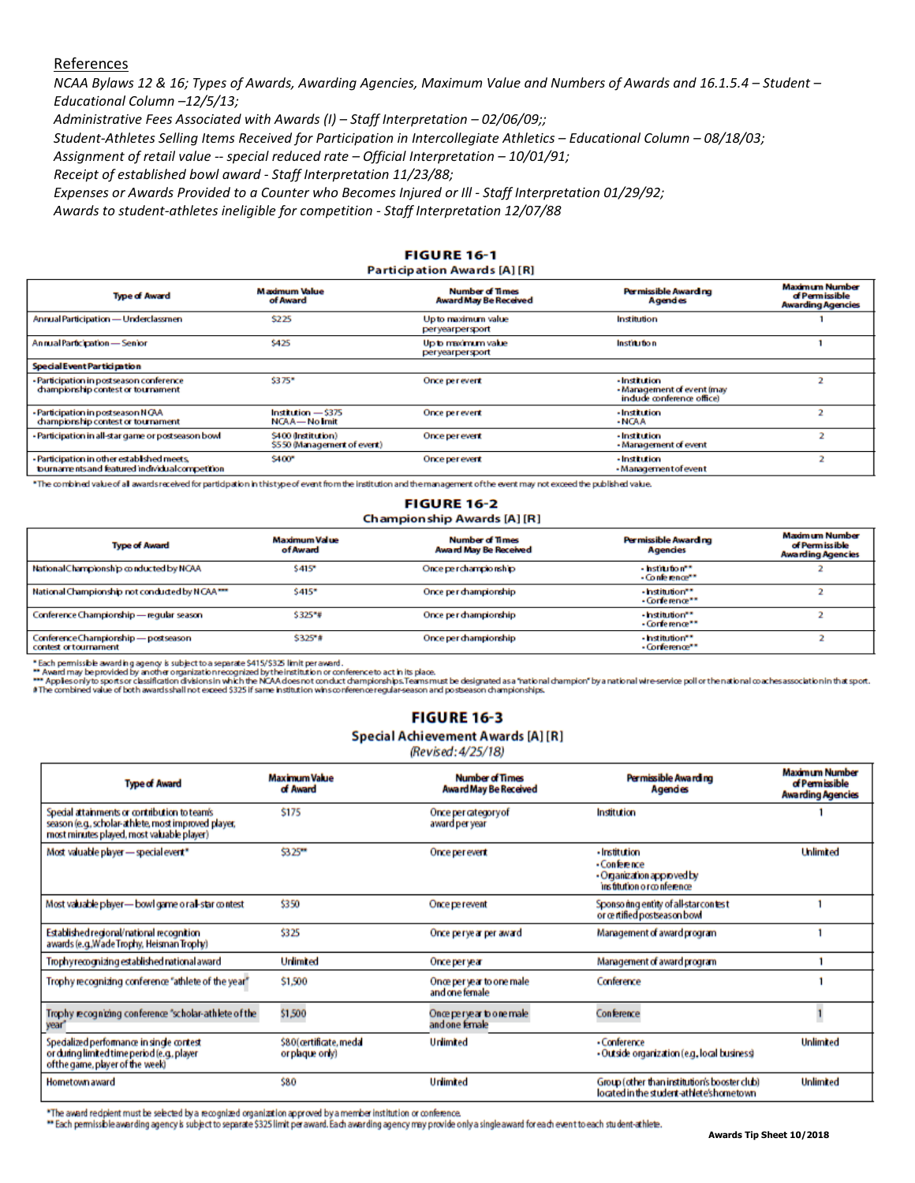References

*NCAA Bylaws 12 & 16; Types of Awards, Awarding Agencies, Maximum Value and Numbers of Awards and 16.1.5.4 – Student – Educational Column –12/5/13;*
*Administrative Fees Associated with Awards (I) – Staff Interpretation – 02/06/09;;*
*Student-Athletes Selling Items Received for Participation in Intercollegiate Athletics – Educational Column – 08/18/03;*
*Assignment of retail value -- special reduced rate – Official Interpretation – 10/01/91;*
*Receipt of established bowl award - Staff Interpretation 11/23/88;*
*Expenses or Awards Provided to a Counter who Becomes Injured or Ill - Staff Interpretation 01/29/92;*
*Awards to student-athletes ineligible for competition - Staff Interpretation 12/07/88*

**FIGURE 16-1**
**Participation Awards [A] [R]**

| Type of Award | Maximum Value of Award | Number of Times Award May Be Received | Permissible Awarding Agencies | Maximum Number of Permissible Awarding Agencies |
|---|---|---|---|---|
| Annual Participation — Underclassmen | $225 | Up to maximum value per year per sport | Institution | 1 |
| Annual Participation — Senior | $425 | Up to maximum value per year per sport | Institution | 1 |
| **Special Event Participation** | | | | |
| • Participation in postseason conference championship contest or tournament | $375* | Once per event | • Institution<br>• Management of event (may include conference office) | 2 |
| • Participation in postseason NCAA championship contest or tournament | Institution — $375<br>NCAA — No limit | Once per event | • Institution<br>• NCAA | 2 |
| • Participation in all-star game or postseason bowl | $400 (Institution)<br>$550 (Management of event) | Once per event | • Institution<br>• Management of event | 2 |
| • Participation in other established meets, tournaments and featured individual competition | $400* | Once per event | • Institution<br>• Management of event | 2 |

*The combined value of all awards received for participation in this type of event from the institution and the management of the event may not exceed the published value.

**FIGURE 16-2**
**Championship Awards [A] [R]**

| Type of Award | Maximum Value of Award | Number of Times Award May Be Received | Permissible Awarding Agencies | Maximum Number of Permissible Awarding Agencies |
|---|---|---|---|---|
| National Championship conducted by NCAA | $415* | Once per championship | • Institution**<br>• Conference** | 2 |
| National Championship not conducted by NCAA*** | $415* | Once per championship | • Institution**<br>• Conference** | 2 |
| Conference Championship — regular season | $325*# | Once per championship | • Institution**<br>• Conference** | 2 |
| Conference Championship — postseason contest or tournament | $325*# | Once per championship | • Institution**<br>• Conference** | 2 |

* Each permissible awarding agency is subject to a separate $415/$325 limit per award.
** Award may be provided by another organization recognized by the institution or conference to act in its place.
*** Applies only to sports or classification divisions in which the NCAA does not conduct championships. Teams must be designated as a "national champion" by a national wire-service poll or the national coaches association in that sport.
# The combined value of both awards shall not exceed $325 if same institution wins conference regular-season and postseason championships.

**FIGURE 16-3**
**Special Achievement Awards [A] [R]**
*(Revised: 4/25/18)*

| Type of Award | Maximum Value of Award | Number of Times Award May Be Received | Permissible Awarding Agencies | Maximum Number of Permissible Awarding Agencies |
|---|---|---|---|---|
| Special attainments or contribution to team's season (e.g., scholar-athlete, most improved player, most minutes played, most valuable player) | $175 | Once per category of award per year | Institution | 1 |
| Most valuable player — special event* | $325** | Once per event | • Institution<br>• Conference<br>• Organization approved by institution or conference | Unlimited |
| Most valuable player — bowl game or all-star contest | $350 | Once per event | Sponsoring entity of all-star contest or certified postseason bowl | 1 |
| Established regional/national recognition awards (e.g., Wade Trophy, Heisman Trophy) | $325 | Once per year per award | Management of award program | 1 |
| Trophy recognizing established national award | Unlimited | Once per year | Management of award program | 1 |
| Trophy recognizing conference "athlete of the year" | $1,500 | Once per year to one male and one female | Conference | 1 |
| Trophy recognizing conference "scholar-athlete of the year" | $1,500 | Once per year to one male and one female | Conference | 1 |
| Specialized performance in single contest or during limited time period (e.g., player of the game, player of the week) | $80 (certificate, medal or plaque only) | Unlimited | • Conference<br>• Outside organization (e.g., local business) | Unlimited |
| Hometown award | $80 | Unlimited | Group (other than institution's booster club) located in the student-athlete's hometown | Unlimited |

*The award recipient must be selected by a recognized organization approved by a member institution or conference.
** Each permissible awarding agency is subject to separate $325 limit per award. Each awarding agency may provide only a single award for each event to each student-athlete.

**Awards Tip Sheet 10/2018**